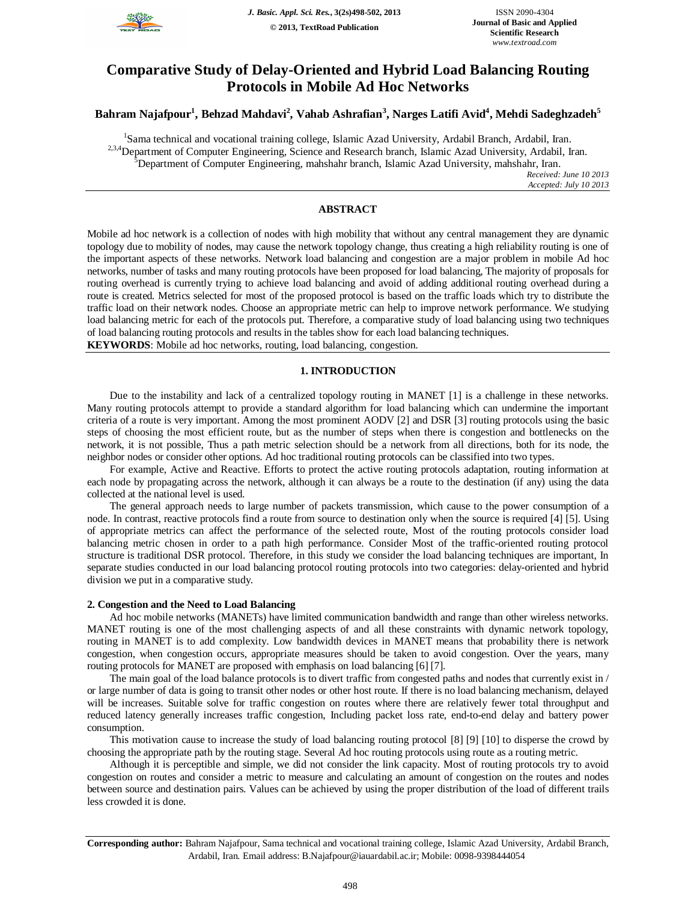# Comparative Study of Delay-Oriented and Hybrid Load Balancing Routing Protocols in Mobile Ad Hoc Networks

**Bahram Najafpour[1], Behzad Mahdavi[2], Vahab Ashrafian[3], Narges Latifi Avid[4], Mehdi Sadeghzadeh[5]**

[1]Sama technical and vocational training college, Islamic Azad University, Ardabil Branch, Ardabil, Iran.
[2,3,4]Department of Computer Engineering, Science and Research branch, Islamic Azad University, Ardabil, Iran.
[5]Department of Computer Engineering, mahshahr branch, Islamic Azad University, mahshahr, Iran.

*Received: June 10 2013*
*Accepted: July 10 2013*

## ABSTRACT

Mobile ad hoc network is a collection of nodes with high mobility that without any central management they are dynamic topology due to mobility of nodes, may cause the network topology change, thus creating a high reliability routing is one of the important aspects of these networks. Network load balancing and congestion are a major problem in mobile Ad hoc networks, number of tasks and many routing protocols have been proposed for load balancing, The majority of proposals for routing overhead is currently trying to achieve load balancing and avoid of adding additional routing overhead during a route is created. Metrics selected for most of the proposed protocol is based on the traffic loads which try to distribute the traffic load on their network nodes. Choose an appropriate metric can help to improve network performance. We studying load balancing metric for each of the protocols put. Therefore, a comparative study of load balancing using two techniques of load balancing routing protocols and results in the tables show for each load balancing techniques.

**KEYWORDS**: Mobile ad hoc networks, routing, load balancing, congestion.

## 1. INTRODUCTION

Due to the instability and lack of a centralized topology routing in MANET [1] is a challenge in these networks. Many routing protocols attempt to provide a standard algorithm for load balancing which can undermine the important criteria of a route is very important. Among the most prominent AODV [2] and DSR [3] routing protocols using the basic steps of choosing the most efficient route, but as the number of steps when there is congestion and bottlenecks on the network, it is not possible, Thus a path metric selection should be a network from all directions, both for its node, the neighbor nodes or consider other options. Ad hoc traditional routing protocols can be classified into two types.

For example, Active and Reactive. Efforts to protect the active routing protocols adaptation, routing information at each node by propagating across the network, although it can always be a route to the destination (if any) using the data collected at the national level is used.

The general approach needs to large number of packets transmission, which cause to the power consumption of a node. In contrast, reactive protocols find a route from source to destination only when the source is required [4] [5]. Using of appropriate metrics can affect the performance of the selected route, Most of the routing protocols consider load balancing metric chosen in order to a path high performance. Consider Most of the traffic-oriented routing protocol structure is traditional DSR protocol. Therefore, in this study we consider the load balancing techniques are important, In separate studies conducted in our load balancing protocol routing protocols into two categories: delay-oriented and hybrid division we put in a comparative study.

### 2. Congestion and the Need to Load Balancing

Ad hoc mobile networks (MANETs) have limited communication bandwidth and range than other wireless networks. MANET routing is one of the most challenging aspects of and all these constraints with dynamic network topology, routing in MANET is to add complexity. Low bandwidth devices in MANET means that probability there is network congestion, when congestion occurs, appropriate measures should be taken to avoid congestion. Over the years, many routing protocols for MANET are proposed with emphasis on load balancing [6] [7].

The main goal of the load balance protocols is to divert traffic from congested paths and nodes that currently exist in / or large number of data is going to transit other nodes or other host route. If there is no load balancing mechanism, delayed will be increases. Suitable solve for traffic congestion on routes where there are relatively fewer total throughput and reduced latency generally increases traffic congestion, Including packet loss rate, end-to-end delay and battery power consumption.

This motivation cause to increase the study of load balancing routing protocol [8] [9] [10] to disperse the crowd by choosing the appropriate path by the routing stage. Several Ad hoc routing protocols using route as a routing metric.

Although it is perceptible and simple, we did not consider the link capacity. Most of routing protocols try to avoid congestion on routes and consider a metric to measure and calculating an amount of congestion on the routes and nodes between source and destination pairs. Values can be achieved by using the proper distribution of the load of different trails less crowded it is done.

**Corresponding author:** Bahram Najafpour, Sama technical and vocational training college, Islamic Azad University, Ardabil Branch, Ardabil, Iran. Email address: B.Najafpour@iauardabil.ac.ir; Mobile: 0098-9398444054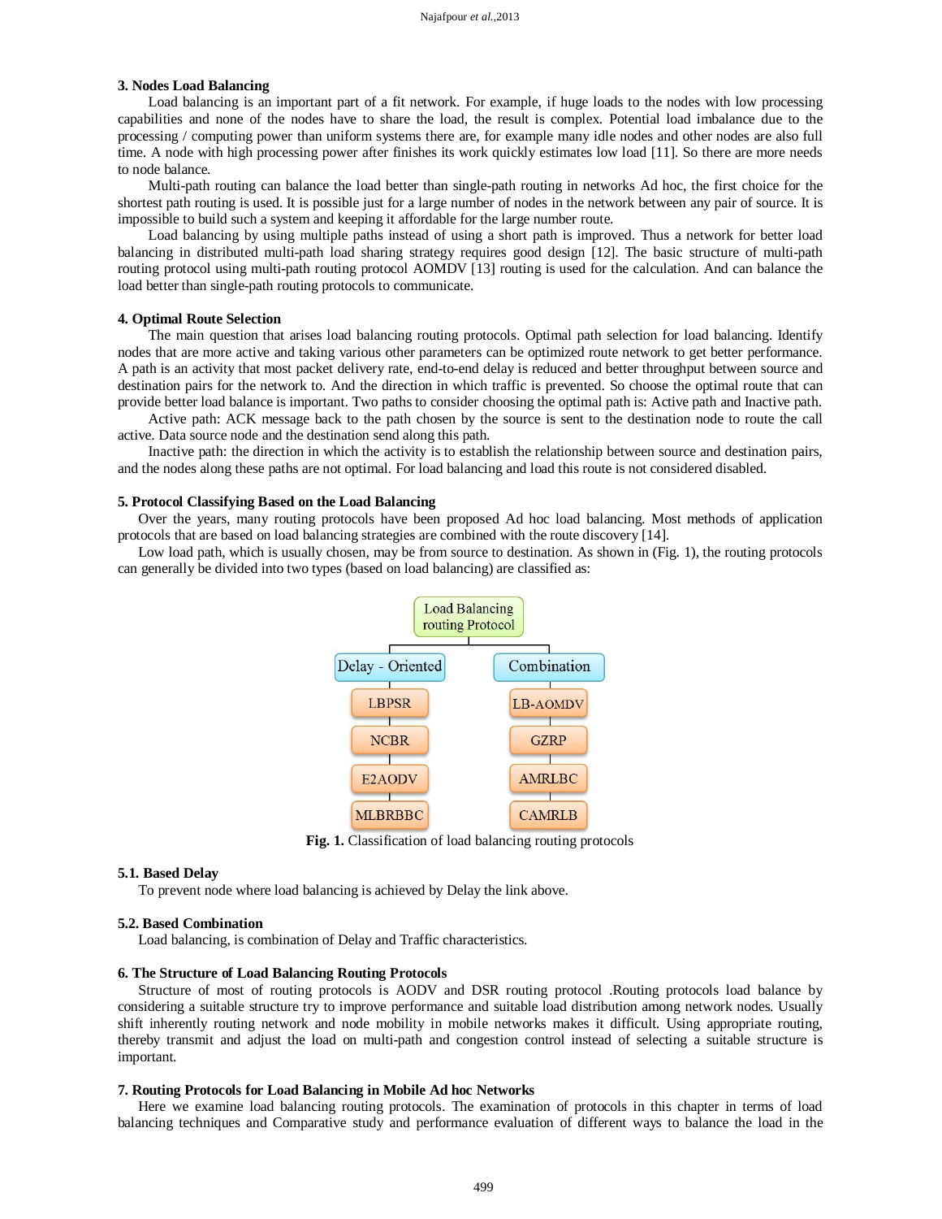## 3. Nodes Load Balancing

Load balancing is an important part of a fit network. For example, if huge loads to the nodes with low processing capabilities and none of the nodes have to share the load, the result is complex. Potential load imbalance due to the processing / computing power than uniform systems there are, for example many idle nodes and other nodes are also full time. A node with high processing power after finishes its work quickly estimates low load [11]. So there are more needs to node balance.

Multi-path routing can balance the load better than single-path routing in networks Ad hoc, the first choice for the shortest path routing is used. It is possible just for a large number of nodes in the network between any pair of source. It is impossible to build such a system and keeping it affordable for the large number route.

Load balancing by using multiple paths instead of using a short path is improved. Thus a network for better load balancing in distributed multi-path load sharing strategy requires good design [12]. The basic structure of multi-path routing protocol using multi-path routing protocol AOMDV [13] routing is used for the calculation. And can balance the load better than single-path routing protocols to communicate.

## 4. Optimal Route Selection

The main question that arises load balancing routing protocols. Optimal path selection for load balancing. Identify nodes that are more active and taking various other parameters can be optimized route network to get better performance. A path is an activity that most packet delivery rate, end-to-end delay is reduced and better throughput between source and destination pairs for the network to. And the direction in which traffic is prevented. So choose the optimal route that can provide better load balance is important. Two paths to consider choosing the optimal path is: Active path and Inactive path.

Active path: ACK message back to the path chosen by the source is sent to the destination node to route the call active. Data source node and the destination send along this path.

Inactive path: the direction in which the activity is to establish the relationship between source and destination pairs, and the nodes along these paths are not optimal. For load balancing and load this route is not considered disabled.

## 5. Protocol Classifying Based on the Load Balancing

Over the years, many routing protocols have been proposed Ad hoc load balancing. Most methods of application protocols that are based on load balancing strategies are combined with the route discovery [14].

Low load path, which is usually chosen, may be from source to destination. As shown in (Fig. 1), the routing protocols can generally be divided into two types (based on load balancing) are classified as:

**Fig. 1.** Classification of load balancing routing protocols

### 5.1. Based Delay

To prevent node where load balancing is achieved by Delay the link above.

### 5.2. Based Combination

Load balancing, is combination of Delay and Traffic characteristics.

## 6. The Structure of Load Balancing Routing Protocols

Structure of most of routing protocols is AODV and DSR routing protocol .Routing protocols load balance by considering a suitable structure try to improve performance and suitable load distribution among network nodes. Usually shift inherently routing network and node mobility in mobile networks makes it difficult. Using appropriate routing, thereby transmit and adjust the load on multi-path and congestion control instead of selecting a suitable structure is important.

## 7. Routing Protocols for Load Balancing in Mobile Ad hoc Networks

Here we examine load balancing routing protocols. The examination of protocols in this chapter in terms of load balancing techniques and Comparative study and performance evaluation of different ways to balance the load in the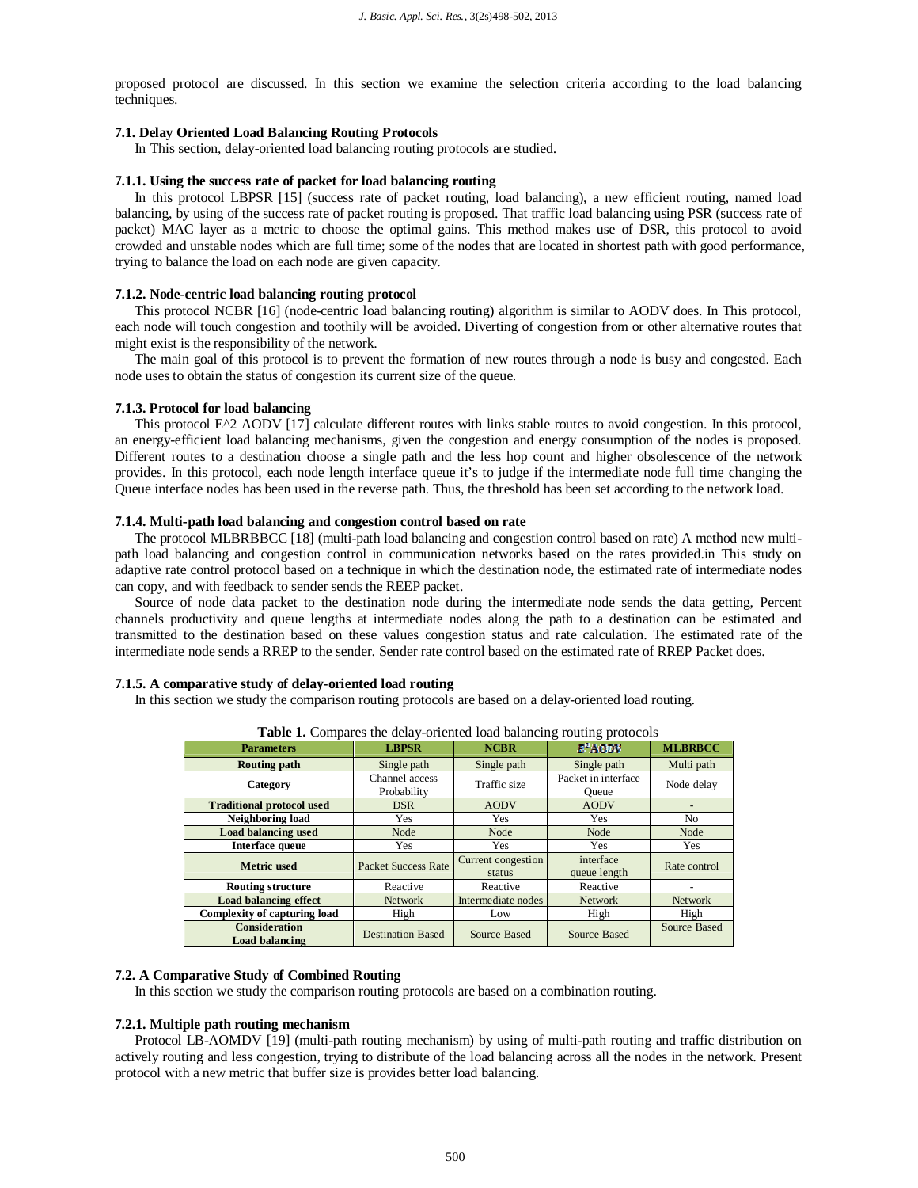proposed protocol are discussed. In this section we examine the selection criteria according to the load balancing techniques.

### 7.1. Delay Oriented Load Balancing Routing Protocols

In This section, delay-oriented load balancing routing protocols are studied.

#### 7.1.1. Using the success rate of packet for load balancing routing

In this protocol LBPSR [15] (success rate of packet routing, load balancing), a new efficient routing, named load balancing, by using of the success rate of packet routing is proposed. That traffic load balancing using PSR (success rate of packet) MAC layer as a metric to choose the optimal gains. This method makes use of DSR, this protocol to avoid crowded and unstable nodes which are full time; some of the nodes that are located in shortest path with good performance, trying to balance the load on each node are given capacity.

#### 7.1.2. Node-centric load balancing routing protocol

This protocol NCBR [16] (node-centric load balancing routing) algorithm is similar to AODV does. In This protocol, each node will touch congestion and toothily will be avoided. Diverting of congestion from or other alternative routes that might exist is the responsibility of the network.

The main goal of this protocol is to prevent the formation of new routes through a node is busy and congested. Each node uses to obtain the status of congestion its current size of the queue.

#### 7.1.3. Protocol for load balancing

This protocol E^2 AODV [17] calculate different routes with links stable routes to avoid congestion. In this protocol, an energy-efficient load balancing mechanisms, given the congestion and energy consumption of the nodes is proposed. Different routes to a destination choose a single path and the less hop count and higher obsolescence of the network provides. In this protocol, each node length interface queue it's to judge if the intermediate node full time changing the Queue interface nodes has been used in the reverse path. Thus, the threshold has been set according to the network load.

#### 7.1.4. Multi-path load balancing and congestion control based on rate

The protocol MLBRBBCC [18] (multi-path load balancing and congestion control based on rate) A method new multi-path load balancing and congestion control in communication networks based on the rates provided.in This study on adaptive rate control protocol based on a technique in which the destination node, the estimated rate of intermediate nodes can copy, and with feedback to sender sends the REEP packet.

Source of node data packet to the destination node during the intermediate node sends the data getting, Percent channels productivity and queue lengths at intermediate nodes along the path to a destination can be estimated and transmitted to the destination based on these values congestion status and rate calculation. The estimated rate of the intermediate node sends a RREP to the sender. Sender rate control based on the estimated rate of RREP Packet does.

#### 7.1.5. A comparative study of delay-oriented load routing

In this section we study the comparison routing protocols are based on a delay-oriented load routing.

**Table 1.** Compares the delay-oriented load balancing routing protocols

| Parameters | LBPSR | NCBR | E²AODV | MLBRBCC |
|---|---|---|---|---|
| **Routing path** | Single path | Single path | Single path | Multi path |
| **Category** | Channel access Probability | Traffic size | Packet in interface Queue | Node delay |
| **Traditional protocol used** | DSR | AODV | AODV | - |
| **Neighboring load** | Yes | Yes | Yes | No |
| **Load balancing used** | Node | Node | Node | Node |
| **Interface queue** | Yes | Yes | Yes | Yes |
| **Metric used** | Packet Success Rate | Current congestion status | interface queue length | Rate control |
| **Routing structure** | Reactive | Reactive | Reactive | - |
| **Load balancing effect** | Network | Intermediate nodes | Network | Network |
| **Complexity of capturing load** | High | Low | High | High |
| **Consideration Load balancing** | Destination Based | Source Based | Source Based | Source Based |

### 7.2. A Comparative Study of Combined Routing

In this section we study the comparison routing protocols are based on a combination routing.

#### 7.2.1. Multiple path routing mechanism

Protocol LB-AOMDV [19] (multi-path routing mechanism) by using of multi-path routing and traffic distribution on actively routing and less congestion, trying to distribute of the load balancing across all the nodes in the network. Present protocol with a new metric that buffer size is provides better load balancing.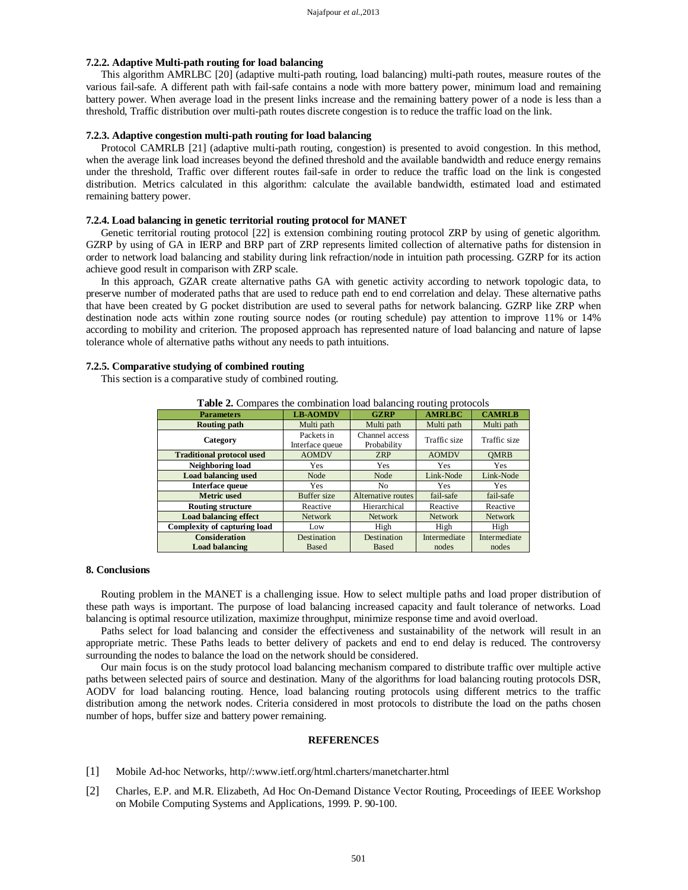### 7.2.2. Adaptive Multi-path routing for load balancing

This algorithm AMRLBC [20] (adaptive multi-path routing, load balancing) multi-path routes, measure routes of the various fail-safe. A different path with fail-safe contains a node with more battery power, minimum load and remaining battery power. When average load in the present links increase and the remaining battery power of a node is less than a threshold, Traffic distribution over multi-path routes discrete congestion is to reduce the traffic load on the link.

### 7.2.3. Adaptive congestion multi-path routing for load balancing

Protocol CAMRLB [21] (adaptive multi-path routing, congestion) is presented to avoid congestion. In this method, when the average link load increases beyond the defined threshold and the available bandwidth and reduce energy remains under the threshold, Traffic over different routes fail-safe in order to reduce the traffic load on the link is congested distribution. Metrics calculated in this algorithm: calculate the available bandwidth, estimated load and estimated remaining battery power.

### 7.2.4. Load balancing in genetic territorial routing protocol for MANET

Genetic territorial routing protocol [22] is extension combining routing protocol ZRP by using of genetic algorithm. GZRP by using of GA in IERP and BRP part of ZRP represents limited collection of alternative paths for distension in order to network load balancing and stability during link refraction/node in intuition path processing. GZRP for its action achieve good result in comparison with ZRP scale.

In this approach, GZAR create alternative paths GA with genetic activity according to network topologic data, to preserve number of moderated paths that are used to reduce path end to end correlation and delay. These alternative paths that have been created by G pocket distribution are used to several paths for network balancing. GZRP like ZRP when destination node acts within zone routing source nodes (or routing schedule) pay attention to improve 11% or 14% according to mobility and criterion. The proposed approach has represented nature of load balancing and nature of lapse tolerance whole of alternative paths without any needs to path intuitions.

### 7.2.5. Comparative studying of combined routing

This section is a comparative study of combined routing.

**Table 2.** Compares the combination load balancing routing protocols

| Parameters | LB-AOMDV | GZRP | AMRLBC | CAMRLB |
|---|---|---|---|---|
| Routing path | Multi path | Multi path | Multi path | Multi path |
| Category | Packets in Interface queue | Channel access Probability | Traffic size | Traffic size |
| Traditional protocol used | AOMDV | ZRP | AOMDV | QMRB |
| Neighboring load | Yes | Yes | Yes | Yes |
| Load balancing used | Node | Node | Link-Node | Link-Node |
| Interface queue | Yes | No | Yes | Yes |
| Metric used | Buffer size | Alternative routes | fail-safe | fail-safe |
| Routing structure | Reactive | Hierarchical | Reactive | Reactive |
| Load balancing effect | Network | Network | Network | Network |
| Complexity of capturing load | Low | High | High | High |
| Consideration Load balancing | Destination Based | Destination Based | Intermediate nodes | Intermediate nodes |

## 8. Conclusions

Routing problem in the MANET is a challenging issue. How to select multiple paths and load proper distribution of these path ways is important. The purpose of load balancing increased capacity and fault tolerance of networks. Load balancing is optimal resource utilization, maximize throughput, minimize response time and avoid overload.

Paths select for load balancing and consider the effectiveness and sustainability of the network will result in an appropriate metric. These Paths leads to better delivery of packets and end to end delay is reduced. The controversy surrounding the nodes to balance the load on the network should be considered.

Our main focus is on the study protocol load balancing mechanism compared to distribute traffic over multiple active paths between selected pairs of source and destination. Many of the algorithms for load balancing routing protocols DSR, AODV for load balancing routing. Hence, load balancing routing protocols using different metrics to the traffic distribution among the network nodes. Criteria considered in most protocols to distribute the load on the paths chosen number of hops, buffer size and battery power remaining.

## REFERENCES

[1] Mobile Ad-hoc Networks, http//:www.ietf.org/html.charters/manetcharter.html

[2] Charles, E.P. and M.R. Elizabeth, Ad Hoc On-Demand Distance Vector Routing, Proceedings of IEEE Workshop on Mobile Computing Systems and Applications, 1999. P. 90-100.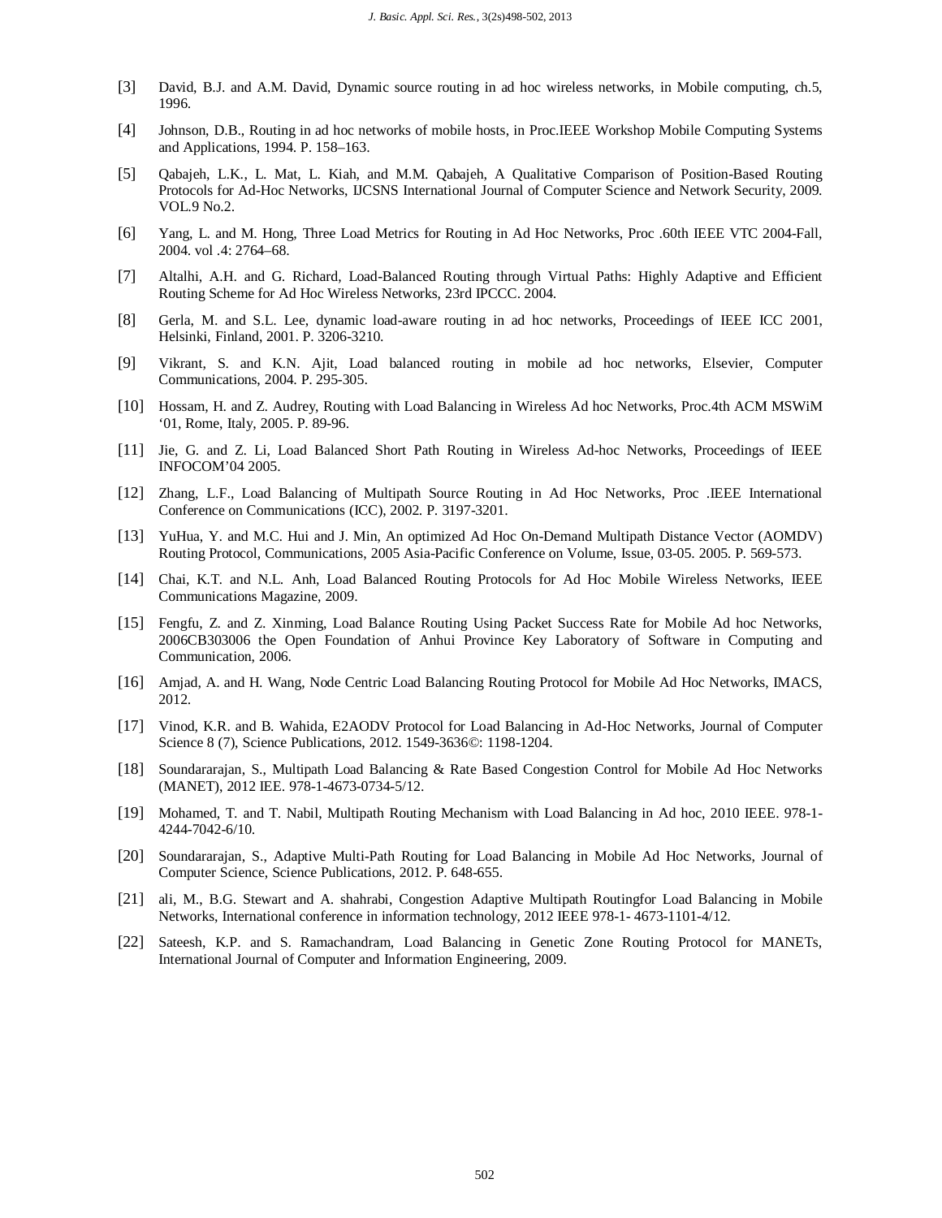[3] David, B.J. and A.M. David, Dynamic source routing in ad hoc wireless networks, in Mobile computing, ch.5, 1996.

[4] Johnson, D.B., Routing in ad hoc networks of mobile hosts, in Proc.IEEE Workshop Mobile Computing Systems and Applications, 1994. P. 158–163.

[5] Qabajeh, L.K., L. Mat, L. Kiah, and M.M. Qabajeh, A Qualitative Comparison of Position-Based Routing Protocols for Ad-Hoc Networks, IJCSNS International Journal of Computer Science and Network Security, 2009. VOL.9 No.2.

[6] Yang, L. and M. Hong, Three Load Metrics for Routing in Ad Hoc Networks, Proc .60th IEEE VTC 2004-Fall, 2004. vol .4: 2764–68.

[7] Altalhi, A.H. and G. Richard, Load-Balanced Routing through Virtual Paths: Highly Adaptive and Efficient Routing Scheme for Ad Hoc Wireless Networks, 23rd IPCCC. 2004.

[8] Gerla, M. and S.L. Lee, dynamic load-aware routing in ad hoc networks, Proceedings of IEEE ICC 2001, Helsinki, Finland, 2001. P. 3206-3210.

[9] Vikrant, S. and K.N. Ajit, Load balanced routing in mobile ad hoc networks, Elsevier, Computer Communications, 2004. P. 295-305.

[10] Hossam, H. and Z. Audrey, Routing with Load Balancing in Wireless Ad hoc Networks, Proc.4th ACM MSWiM '01, Rome, Italy, 2005. P. 89-96.

[11] Jie, G. and Z. Li, Load Balanced Short Path Routing in Wireless Ad-hoc Networks, Proceedings of IEEE INFOCOM'04 2005.

[12] Zhang, L.F., Load Balancing of Multipath Source Routing in Ad Hoc Networks, Proc .IEEE International Conference on Communications (ICC), 2002. P. 3197-3201.

[13] YuHua, Y. and M.C. Hui and J. Min, An optimized Ad Hoc On-Demand Multipath Distance Vector (AOMDV) Routing Protocol, Communications, 2005 Asia-Pacific Conference on Volume, Issue, 03-05. 2005. P. 569-573.

[14] Chai, K.T. and N.L. Anh, Load Balanced Routing Protocols for Ad Hoc Mobile Wireless Networks, IEEE Communications Magazine, 2009.

[15] Fengfu, Z. and Z. Xinming, Load Balance Routing Using Packet Success Rate for Mobile Ad hoc Networks, 2006CB303006 the Open Foundation of Anhui Province Key Laboratory of Software in Computing and Communication, 2006.

[16] Amjad, A. and H. Wang, Node Centric Load Balancing Routing Protocol for Mobile Ad Hoc Networks, IMACS, 2012.

[17] Vinod, K.R. and B. Wahida, E2AODV Protocol for Load Balancing in Ad-Hoc Networks, Journal of Computer Science 8 (7), Science Publications, 2012. 1549-3636©: 1198-1204.

[18] Soundararajan, S., Multipath Load Balancing & Rate Based Congestion Control for Mobile Ad Hoc Networks (MANET), 2012 IEE. 978-1-4673-0734-5/12.

[19] Mohamed, T. and T. Nabil, Multipath Routing Mechanism with Load Balancing in Ad hoc, 2010 IEEE. 978-1-4244-7042-6/10.

[20] Soundararajan, S., Adaptive Multi-Path Routing for Load Balancing in Mobile Ad Hoc Networks, Journal of Computer Science, Science Publications, 2012. P. 648-655.

[21] ali, M., B.G. Stewart and A. shahrabi, Congestion Adaptive Multipath Routingfor Load Balancing in Mobile Networks, International conference in information technology, 2012 IEEE 978-1- 4673-1101-4/12.

[22] Sateesh, K.P. and S. Ramachandram, Load Balancing in Genetic Zone Routing Protocol for MANETs, International Journal of Computer and Information Engineering, 2009.